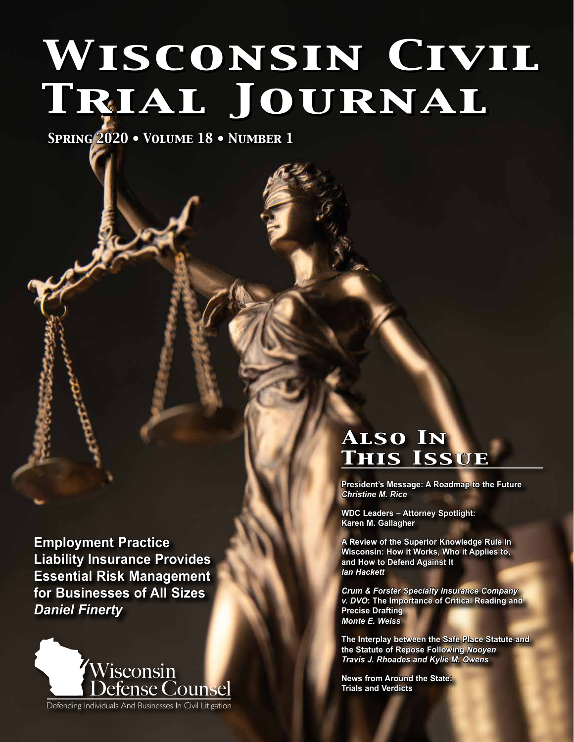# Wisconsin Civil Trial Journal

**Spring 2020 • Volume 18 • Number 1**

**Employment Practice Liability Insurance Provides Essential Risk Management for Businesses of All Sizes**
***Daniel Finerty***

Wisconsin Defense Counsel

Defending Individuals And Businesses In Civil Litigation

## Also In This Issue

**President's Message: A Roadmap to the Future**
***Christine M. Rice***

**WDC Leaders – Attorney Spotlight: Karen M. Gallagher**

**A Review of the Superior Knowledge Rule in Wisconsin: How it Works, Who it Applies to, and How to Defend Against It**
***Ian Hackett***

***Crum & Forster Specialty Insurance Company v. DVO*: The Importance of Critical Reading and Precise Drafting**
***Monte E. Weiss***

**The Interplay between the Safe Place Statute and the Statute of Repose Following *Nooyen***
***Travis J. Rhoades and Kylie M. Owens***

**News from Around the State: Trials and Verdicts**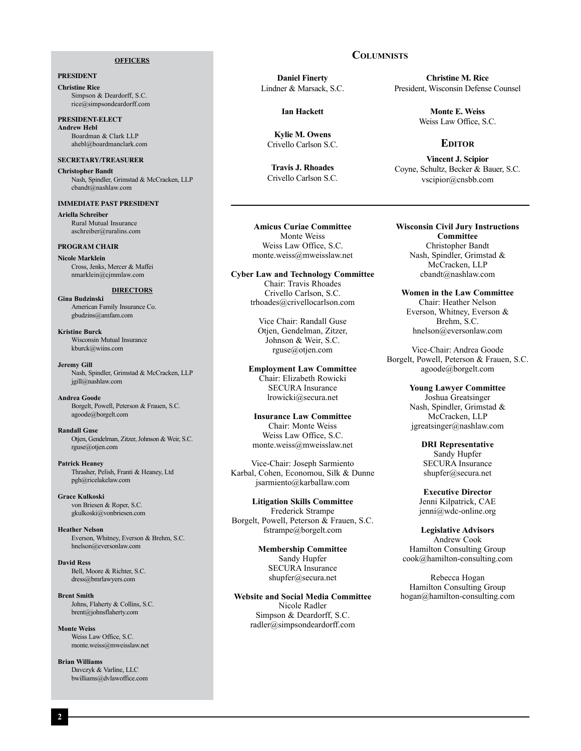## OFFICERS

**PRESIDENT**

**Christine Rice**
Simpson & Deardorff, S.C.
rice@simpsondeardorff.com

**PRESIDENT-ELECT**

**Andrew Hebl**
Boardman & Clark LLP
ahebl@boardmanclark.com

**SECRETARY/TREASURER**

**Christopher Bandt**
Nash, Spindler, Grimstad & McCracken, LLP
cbandt@nashlaw.com

**IMMEDIATE PAST PRESIDENT**

**Ariella Schreiber**
Rural Mutual Insurance
aschreiber@ruralins.com

**PROGRAM CHAIR**

**Nicole Marklein**
Cross, Jenks, Mercer & Maffei
nmarklein@cjmmlaw.com

## DIRECTORS

**Gina Budzinski**
American Family Insurance Co.
gbudzins@amfam.com

**Kristine Burck**
Wisconsin Mutual Insurance
kburck@wiins.com

**Jeremy Gill**
Nash, Spindler, Grimstad & McCracken, LLP
jgill@nashlaw.com

**Andrea Goode**
Borgelt, Powell, Peterson & Frauen, S.C.
agoode@borgelt.com

**Randall Guse**
Otjen, Gendelman, Zitzer, Johnson & Weir, S.C.
rguse@otjen.com

**Patrick Heaney**
Thrasher, Pelish, Franti & Heaney, Ltd
pgh@ricelakelaw.com

**Grace Kulkoski**
von Briesen & Roper, S.C.
gkulkoski@vonbriesen.com

**Heather Nelson**
Everson, Whitney, Everson & Brehm, S.C.
hnelson@eversonlaw.com

**David Ress**
Bell, Moore & Richter, S.C.
dress@bmrlawyers.com

**Brent Smith**
Johns, Flaherty & Collins, S.C.
brent@johnsflaherty.com

**Monte Weiss**
Weiss Law Office, S.C.
monte.weiss@mweisslaw.net

**Brian Williams**
Davczyk & Varline, LLC
bwilliams@dvlawoffice.com

## COLUMNISTS

**Daniel Finerty**
Lindner & Marsack, S.C.

**Ian Hackett**

**Kylie M. Owens**
Crivello Carlson S.C.

**Travis J. Rhoades**
Crivello Carlson S.C.

**Christine M. Rice**
President, Wisconsin Defense Counsel

**Monte E. Weiss**
Weiss Law Office, S.C.

## EDITOR

**Vincent J. Scipior**
Coyne, Schultz, Becker & Bauer, S.C.
vscipior@cnsbb.com

---

**Amicus Curiae Committee**
Monte Weiss
Weiss Law Office, S.C.
monte.weiss@mweisslaw.net

**Cyber Law and Technology Committee**
Chair: Travis Rhoades
Crivello Carlson, S.C.
trhoades@crivellocarlson.com

Vice Chair: Randall Guse
Otjen, Gendelman, Zitzer, Johnson & Weir, S.C.
rguse@otjen.com

**Employment Law Committee**
Chair: Elizabeth Rowicki
SECURA Insurance
lrowicki@secura.net

**Insurance Law Committee**
Chair: Monte Weiss
Weiss Law Office, S.C.
monte.weiss@mweisslaw.net

Vice-Chair: Joseph Sarmiento
Karbal, Cohen, Economou, Silk & Dunne
jsarmiento@karballaw.com

**Litigation Skills Committee**
Frederick Strampe
Borgelt, Powell, Peterson & Frauen, S.C.
fstrampe@borgelt.com

**Membership Committee**
Sandy Hupfer
SECURA Insurance
shupfer@secura.net

**Website and Social Media Committee**
Nicole Radler
Simpson & Deardorff, S.C.
radler@simpsondeardorff.com

**Wisconsin Civil Jury Instructions Committee**
Christopher Bandt
Nash, Spindler, Grimstad & McCracken, LLP
cbandt@nashlaw.com

**Women in the Law Committee**
Chair: Heather Nelson
Everson, Whitney, Everson & Brehm, S.C.
hnelson@eversonlaw.com

Vice-Chair: Andrea Goode
Borgelt, Powell, Peterson & Frauen, S.C.
agoode@borgelt.com

**Young Lawyer Committee**
Joshua Greatsinger
Nash, Spindler, Grimstad & McCracken, LLP
jgreatsinger@nashlaw.com

**DRI Representative**
Sandy Hupfer
SECURA Insurance
shupfer@secura.net

**Executive Director**
Jenni Kilpatrick, CAE
jenni@wdc-online.org

**Legislative Advisors**
Andrew Cook
Hamilton Consulting Group
cook@hamilton-consulting.com

Rebecca Hogan
Hamilton Consulting Group
hogan@hamilton-consulting.com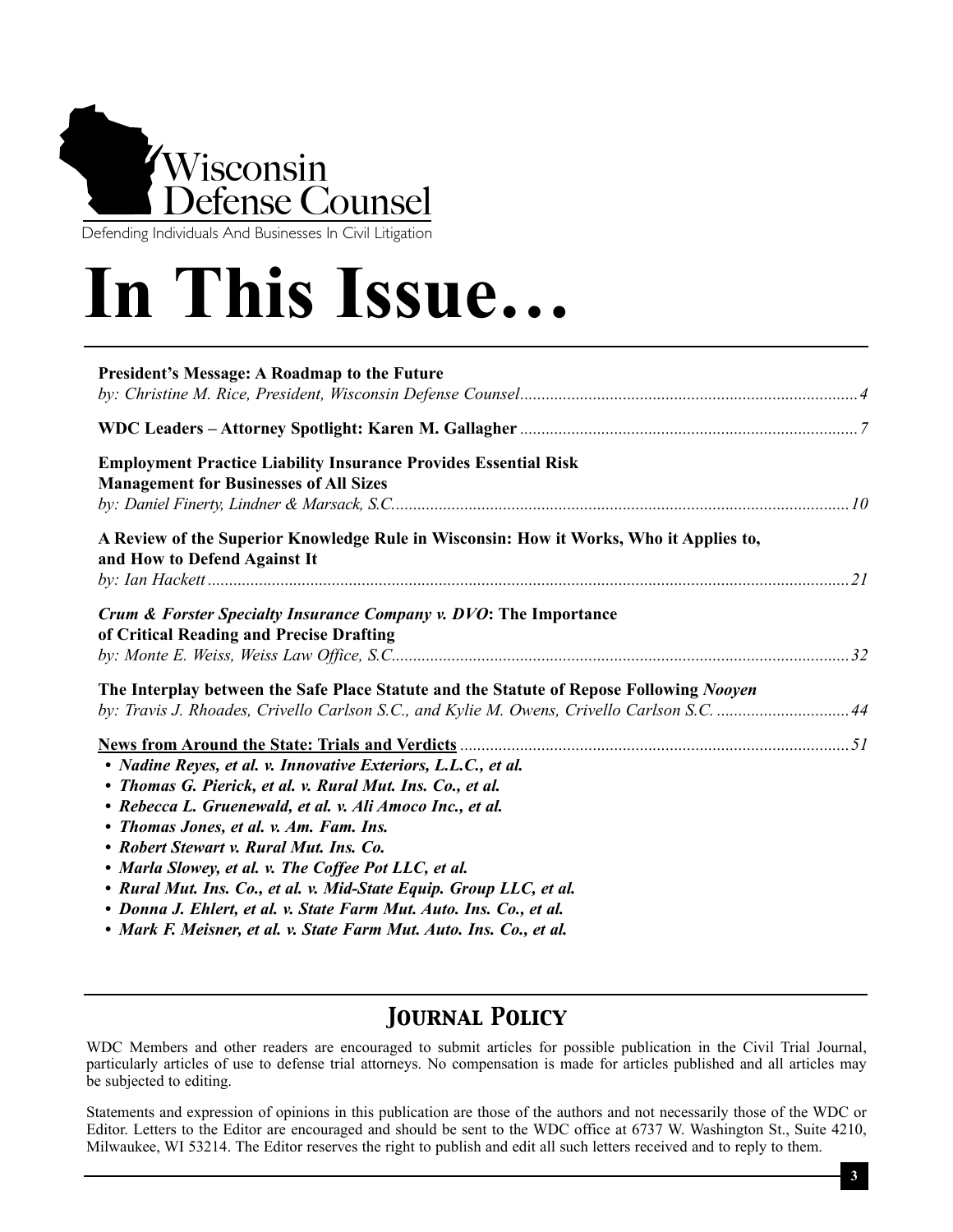Wisconsin Defense Counsel

Defending Individuals And Businesses In Civil Litigation

# In This Issue…

**President's Message: A Roadmap to the Future**
*by: Christine M. Rice, President, Wisconsin Defense Counsel* .......... 4

**WDC Leaders – Attorney Spotlight: Karen M. Gallagher** .......... 7

**Employment Practice Liability Insurance Provides Essential Risk Management for Businesses of All Sizes**
*by: Daniel Finerty, Lindner & Marsack, S.C.* .......... 10

**A Review of the Superior Knowledge Rule in Wisconsin: How it Works, Who it Applies to, and How to Defend Against It**
*by: Ian Hackett* .......... 21

***Crum & Forster Specialty Insurance Company v. DVO*: The Importance of Critical Reading and Precise Drafting**
*by: Monte E. Weiss, Weiss Law Office, S.C.* .......... 32

**The Interplay between the Safe Place Statute and the Statute of Repose Following *Nooyen***
*by: Travis J. Rhoades, Crivello Carlson S.C., and Kylie M. Owens, Crivello Carlson S.C.* .......... 44

**News from Around the State: Trials and Verdicts** .......... 51

- ***Nadine Reyes, et al. v. Innovative Exteriors, L.L.C., et al.***
- ***Thomas G. Pierick, et al. v. Rural Mut. Ins. Co., et al.***
- ***Rebecca L. Gruenewald, et al. v. Ali Amoco Inc., et al.***
- ***Thomas Jones, et al. v. Am. Fam. Ins.***
- ***Robert Stewart v. Rural Mut. Ins. Co.***
- ***Marla Slowey, et al. v. The Coffee Pot LLC, et al.***
- ***Rural Mut. Ins. Co., et al. v. Mid-State Equip. Group LLC, et al.***
- ***Donna J. Ehlert, et al. v. State Farm Mut. Auto. Ins. Co., et al.***
- ***Mark F. Meisner, et al. v. State Farm Mut. Auto. Ins. Co., et al.***

## Journal Policy

WDC Members and other readers are encouraged to submit articles for possible publication in the Civil Trial Journal, particularly articles of use to defense trial attorneys. No compensation is made for articles published and all articles may be subjected to editing.

Statements and expression of opinions in this publication are those of the authors and not necessarily those of the WDC or Editor. Letters to the Editor are encouraged and should be sent to the WDC office at 6737 W. Washington St., Suite 4210, Milwaukee, WI 53214. The Editor reserves the right to publish and edit all such letters received and to reply to them.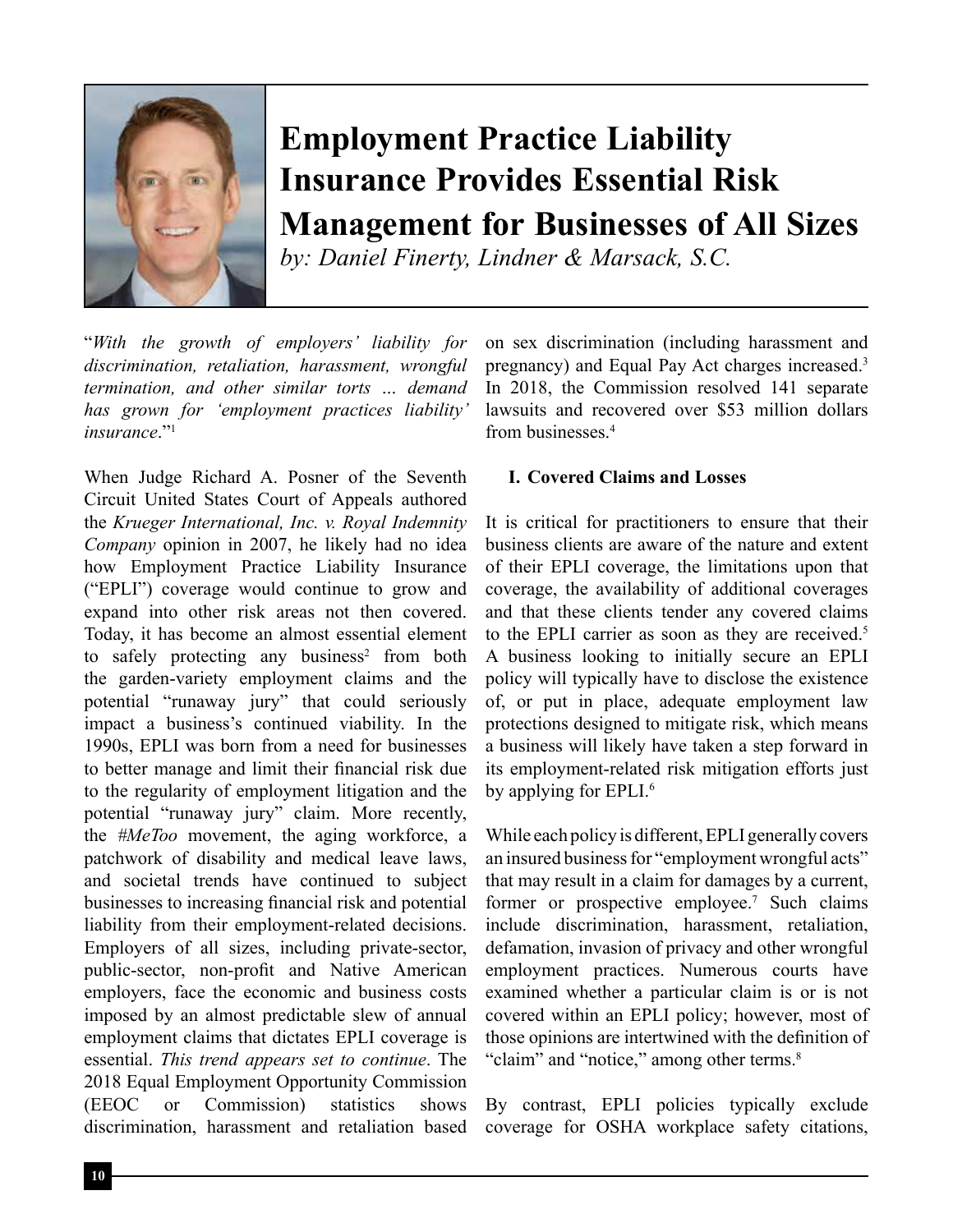# Employment Practice Liability Insurance Provides Essential Risk Management for Businesses of All Sizes

*by: Daniel Finerty, Lindner & Marsack, S.C.*

"*With the growth of employers' liability for discrimination, retaliation, harassment, wrongful termination, and other similar torts … demand has grown for 'employment practices liability' insurance*."[1]

When Judge Richard A. Posner of the Seventh Circuit United States Court of Appeals authored the *Krueger International, Inc. v. Royal Indemnity Company* opinion in 2007, he likely had no idea how Employment Practice Liability Insurance ("EPLI") coverage would continue to grow and expand into other risk areas not then covered. Today, it has become an almost essential element to safely protecting any business[2] from both the garden-variety employment claims and the potential "runaway jury" that could seriously impact a business's continued viability. In the 1990s, EPLI was born from a need for businesses to better manage and limit their financial risk due to the regularity of employment litigation and the potential "runaway jury" claim. More recently, the *#MeToo* movement, the aging workforce, a patchwork of disability and medical leave laws, and societal trends have continued to subject businesses to increasing financial risk and potential liability from their employment-related decisions. Employers of all sizes, including private-sector, public-sector, non-profit and Native American employers, face the economic and business costs imposed by an almost predictable slew of annual employment claims that dictates EPLI coverage is essential. *This trend appears set to continue*. The 2018 Equal Employment Opportunity Commission (EEOC or Commission) statistics shows discrimination, harassment and retaliation based on sex discrimination (including harassment and pregnancy) and Equal Pay Act charges increased.[3] In 2018, the Commission resolved 141 separate lawsuits and recovered over $53 million dollars from businesses.[4]

## I. Covered Claims and Losses

It is critical for practitioners to ensure that their business clients are aware of the nature and extent of their EPLI coverage, the limitations upon that coverage, the availability of additional coverages and that these clients tender any covered claims to the EPLI carrier as soon as they are received.[5] A business looking to initially secure an EPLI policy will typically have to disclose the existence of, or put in place, adequate employment law protections designed to mitigate risk, which means a business will likely have taken a step forward in its employment-related risk mitigation efforts just by applying for EPLI.[6]

While each policy is different, EPLI generally covers an insured business for "employment wrongful acts" that may result in a claim for damages by a current, former or prospective employee.[7] Such claims include discrimination, harassment, retaliation, defamation, invasion of privacy and other wrongful employment practices. Numerous courts have examined whether a particular claim is or is not covered within an EPLI policy; however, most of those opinions are intertwined with the definition of "claim" and "notice," among other terms.[8]

By contrast, EPLI policies typically exclude coverage for OSHA workplace safety citations,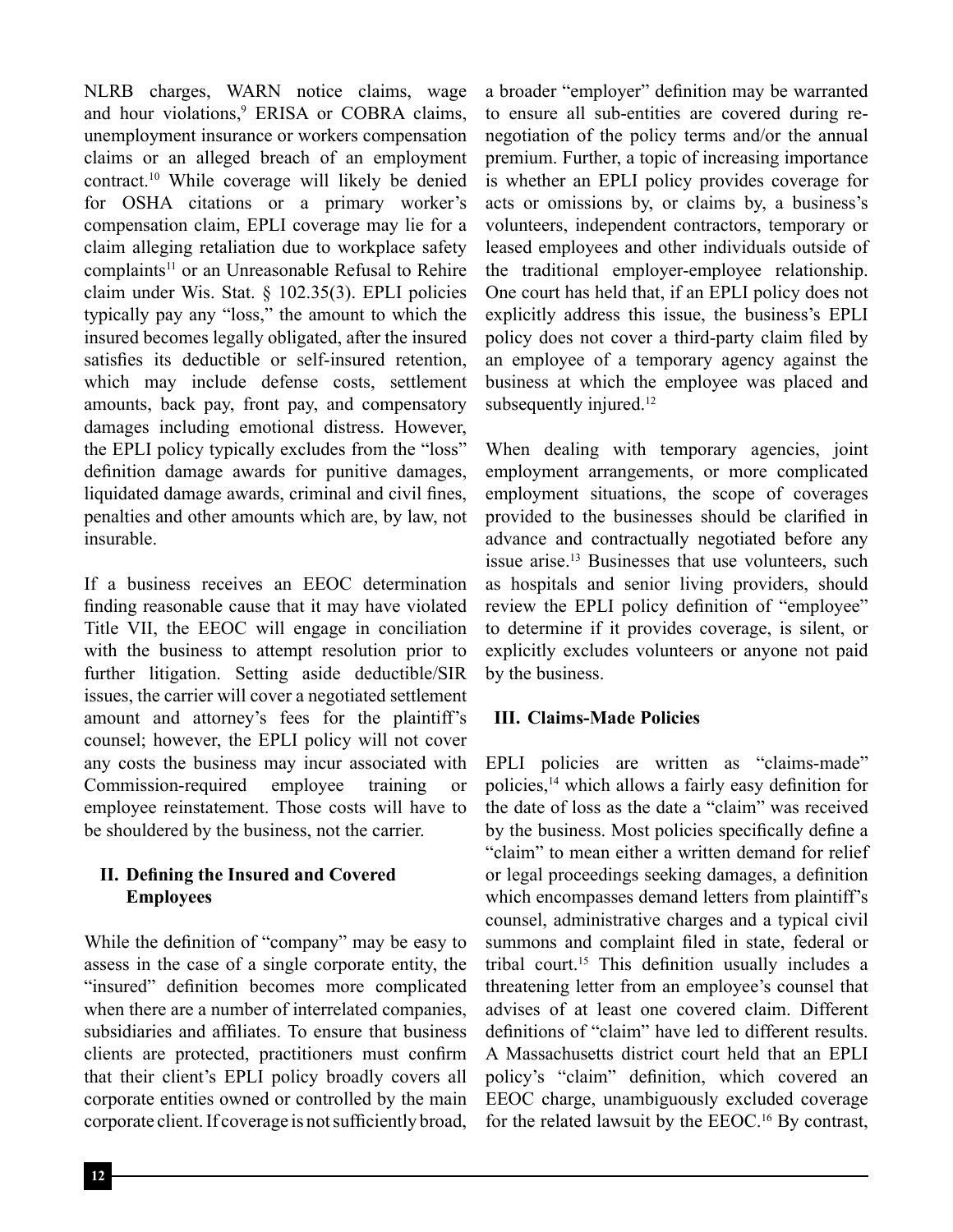NLRB charges, WARN notice claims, wage and hour violations,[9] ERISA or COBRA claims, unemployment insurance or workers compensation claims or an alleged breach of an employment contract.[10] While coverage will likely be denied for OSHA citations or a primary worker's compensation claim, EPLI coverage may lie for a claim alleging retaliation due to workplace safety complaints[11] or an Unreasonable Refusal to Rehire claim under Wis. Stat. § 102.35(3). EPLI policies typically pay any "loss," the amount to which the insured becomes legally obligated, after the insured satisfies its deductible or self-insured retention, which may include defense costs, settlement amounts, back pay, front pay, and compensatory damages including emotional distress. However, the EPLI policy typically excludes from the "loss" definition damage awards for punitive damages, liquidated damage awards, criminal and civil fines, penalties and other amounts which are, by law, not insurable.

If a business receives an EEOC determination finding reasonable cause that it may have violated Title VII, the EEOC will engage in conciliation with the business to attempt resolution prior to further litigation. Setting aside deductible/SIR issues, the carrier will cover a negotiated settlement amount and attorney's fees for the plaintiff's counsel; however, the EPLI policy will not cover any costs the business may incur associated with Commission-required employee training or employee reinstatement. Those costs will have to be shouldered by the business, not the carrier.

## II. Defining the Insured and Covered Employees

While the definition of "company" may be easy to assess in the case of a single corporate entity, the "insured" definition becomes more complicated when there are a number of interrelated companies, subsidiaries and affiliates. To ensure that business clients are protected, practitioners must confirm that their client's EPLI policy broadly covers all corporate entities owned or controlled by the main corporate client. If coverage is not sufficiently broad, a broader "employer" definition may be warranted to ensure all sub-entities are covered during re-negotiation of the policy terms and/or the annual premium. Further, a topic of increasing importance is whether an EPLI policy provides coverage for acts or omissions by, or claims by, a business's volunteers, independent contractors, temporary or leased employees and other individuals outside of the traditional employer-employee relationship. One court has held that, if an EPLI policy does not explicitly address this issue, the business's EPLI policy does not cover a third-party claim filed by an employee of a temporary agency against the business at which the employee was placed and subsequently injured.[12]

When dealing with temporary agencies, joint employment arrangements, or more complicated employment situations, the scope of coverages provided to the businesses should be clarified in advance and contractually negotiated before any issue arise.[13] Businesses that use volunteers, such as hospitals and senior living providers, should review the EPLI policy definition of "employee" to determine if it provides coverage, is silent, or explicitly excludes volunteers or anyone not paid by the business.

## III. Claims-Made Policies

EPLI policies are written as "claims-made" policies,[14] which allows a fairly easy definition for the date of loss as the date a "claim" was received by the business. Most policies specifically define a "claim" to mean either a written demand for relief or legal proceedings seeking damages, a definition which encompasses demand letters from plaintiff's counsel, administrative charges and a typical civil summons and complaint filed in state, federal or tribal court.[15] This definition usually includes a threatening letter from an employee's counsel that advises of at least one covered claim. Different definitions of "claim" have led to different results. A Massachusetts district court held that an EPLI policy's "claim" definition, which covered an EEOC charge, unambiguously excluded coverage for the related lawsuit by the EEOC.[16] By contrast,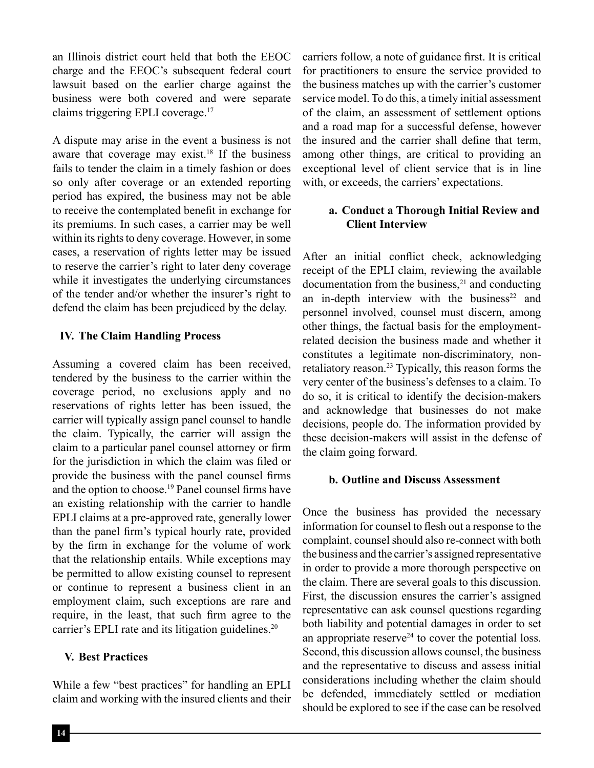an Illinois district court held that both the EEOC charge and the EEOC's subsequent federal court lawsuit based on the earlier charge against the business were both covered and were separate claims triggering EPLI coverage.[17]

A dispute may arise in the event a business is not aware that coverage may exist.[18] If the business fails to tender the claim in a timely fashion or does so only after coverage or an extended reporting period has expired, the business may not be able to receive the contemplated benefit in exchange for its premiums. In such cases, a carrier may be well within its rights to deny coverage. However, in some cases, a reservation of rights letter may be issued to reserve the carrier's right to later deny coverage while it investigates the underlying circumstances of the tender and/or whether the insurer's right to defend the claim has been prejudiced by the delay.

## IV. The Claim Handling Process

Assuming a covered claim has been received, tendered by the business to the carrier within the coverage period, no exclusions apply and no reservations of rights letter has been issued, the carrier will typically assign panel counsel to handle the claim. Typically, the carrier will assign the claim to a particular panel counsel attorney or firm for the jurisdiction in which the claim was filed or provide the business with the panel counsel firms and the option to choose.[19] Panel counsel firms have an existing relationship with the carrier to handle EPLI claims at a pre-approved rate, generally lower than the panel firm's typical hourly rate, provided by the firm in exchange for the volume of work that the relationship entails. While exceptions may be permitted to allow existing counsel to represent or continue to represent a business client in an employment claim, such exceptions are rare and require, in the least, that such firm agree to the carrier's EPLI rate and its litigation guidelines.[20]

## V. Best Practices

While a few "best practices" for handling an EPLI claim and working with the insured clients and their carriers follow, a note of guidance first. It is critical for practitioners to ensure the service provided to the business matches up with the carrier's customer service model. To do this, a timely initial assessment of the claim, an assessment of settlement options and a road map for a successful defense, however the insured and the carrier shall define that term, among other things, are critical to providing an exceptional level of client service that is in line with, or exceeds, the carriers' expectations.

### a. Conduct a Thorough Initial Review and Client Interview

After an initial conflict check, acknowledging receipt of the EPLI claim, reviewing the available documentation from the business,[21] and conducting an in-depth interview with the business[22] and personnel involved, counsel must discern, among other things, the factual basis for the employment-related decision the business made and whether it constitutes a legitimate non-discriminatory, non-retaliatory reason.[23] Typically, this reason forms the very center of the business's defenses to a claim. To do so, it is critical to identify the decision-makers and acknowledge that businesses do not make decisions, people do. The information provided by these decision-makers will assist in the defense of the claim going forward.

### b. Outline and Discuss Assessment

Once the business has provided the necessary information for counsel to flesh out a response to the complaint, counsel should also re-connect with both the business and the carrier's assigned representative in order to provide a more thorough perspective on the claim. There are several goals to this discussion. First, the discussion ensures the carrier's assigned representative can ask counsel questions regarding both liability and potential damages in order to set an appropriate reserve[24] to cover the potential loss. Second, this discussion allows counsel, the business and the representative to discuss and assess initial considerations including whether the claim should be defended, immediately settled or mediation should be explored to see if the case can be resolved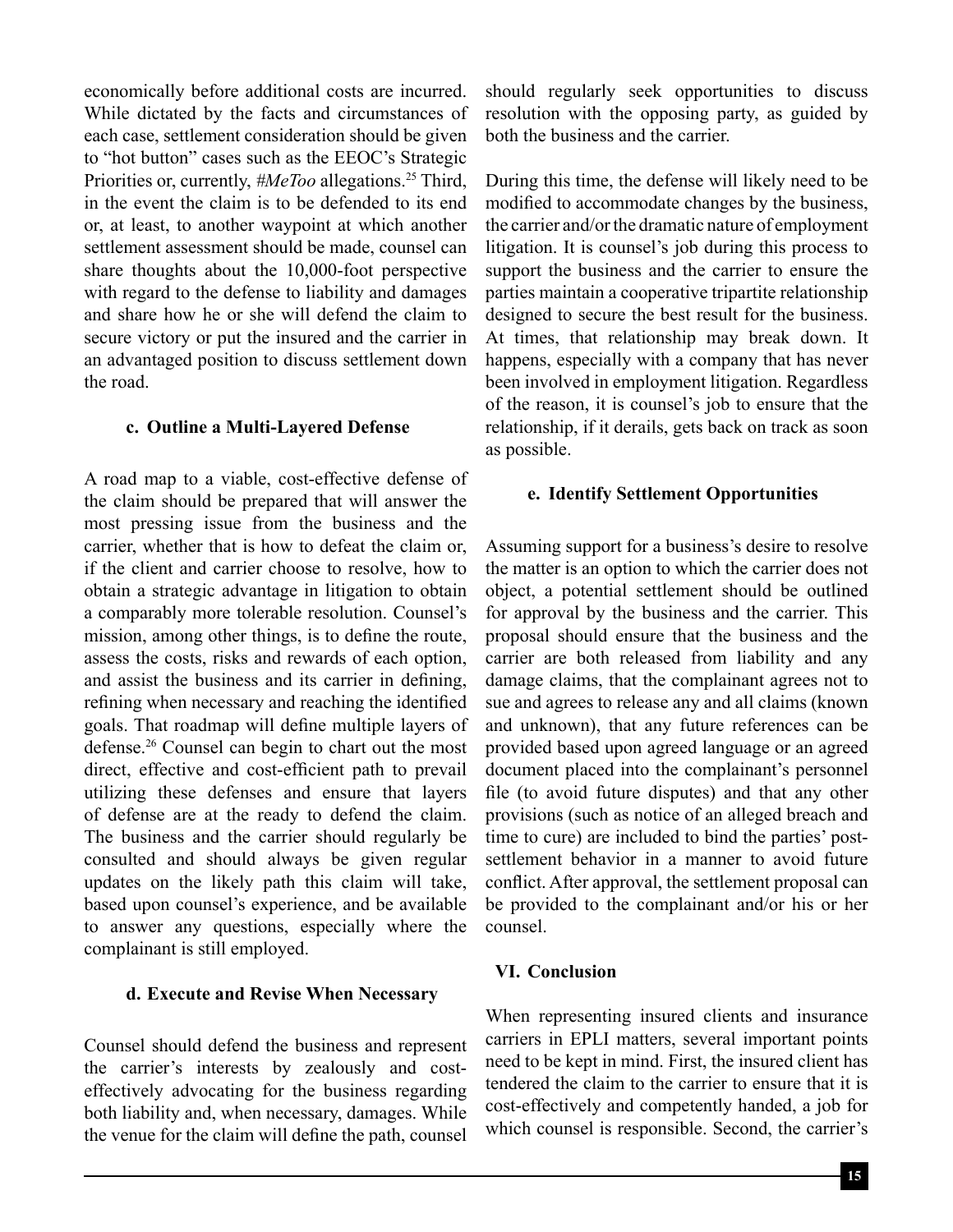economically before additional costs are incurred. While dictated by the facts and circumstances of each case, settlement consideration should be given to "hot button" cases such as the EEOC's Strategic Priorities or, currently, *#MeToo* allegations.[25] Third, in the event the claim is to be defended to its end or, at least, to another waypoint at which another settlement assessment should be made, counsel can share thoughts about the 10,000-foot perspective with regard to the defense to liability and damages and share how he or she will defend the claim to secure victory or put the insured and the carrier in an advantaged position to discuss settlement down the road.

#### c. Outline a Multi-Layered Defense

A road map to a viable, cost-effective defense of the claim should be prepared that will answer the most pressing issue from the business and the carrier, whether that is how to defeat the claim or, if the client and carrier choose to resolve, how to obtain a strategic advantage in litigation to obtain a comparably more tolerable resolution. Counsel's mission, among other things, is to define the route, assess the costs, risks and rewards of each option, and assist the business and its carrier in defining, refining when necessary and reaching the identified goals. That roadmap will define multiple layers of defense.[26] Counsel can begin to chart out the most direct, effective and cost-efficient path to prevail utilizing these defenses and ensure that layers of defense are at the ready to defend the claim. The business and the carrier should regularly be consulted and should always be given regular updates on the likely path this claim will take, based upon counsel's experience, and be available to answer any questions, especially where the complainant is still employed.

#### d. Execute and Revise When Necessary

Counsel should defend the business and represent the carrier's interests by zealously and cost-effectively advocating for the business regarding both liability and, when necessary, damages. While the venue for the claim will define the path, counsel should regularly seek opportunities to discuss resolution with the opposing party, as guided by both the business and the carrier.

During this time, the defense will likely need to be modified to accommodate changes by the business, the carrier and/or the dramatic nature of employment litigation. It is counsel's job during this process to support the business and the carrier to ensure the parties maintain a cooperative tripartite relationship designed to secure the best result for the business. At times, that relationship may break down. It happens, especially with a company that has never been involved in employment litigation. Regardless of the reason, it is counsel's job to ensure that the relationship, if it derails, gets back on track as soon as possible.

#### e. Identify Settlement Opportunities

Assuming support for a business's desire to resolve the matter is an option to which the carrier does not object, a potential settlement should be outlined for approval by the business and the carrier. This proposal should ensure that the business and the carrier are both released from liability and any damage claims, that the complainant agrees not to sue and agrees to release any and all claims (known and unknown), that any future references can be provided based upon agreed language or an agreed document placed into the complainant's personnel file (to avoid future disputes) and that any other provisions (such as notice of an alleged breach and time to cure) are included to bind the parties' post-settlement behavior in a manner to avoid future conflict. After approval, the settlement proposal can be provided to the complainant and/or his or her counsel.

### VI. Conclusion

When representing insured clients and insurance carriers in EPLI matters, several important points need to be kept in mind. First, the insured client has tendered the claim to the carrier to ensure that it is cost-effectively and competently handed, a job for which counsel is responsible. Second, the carrier's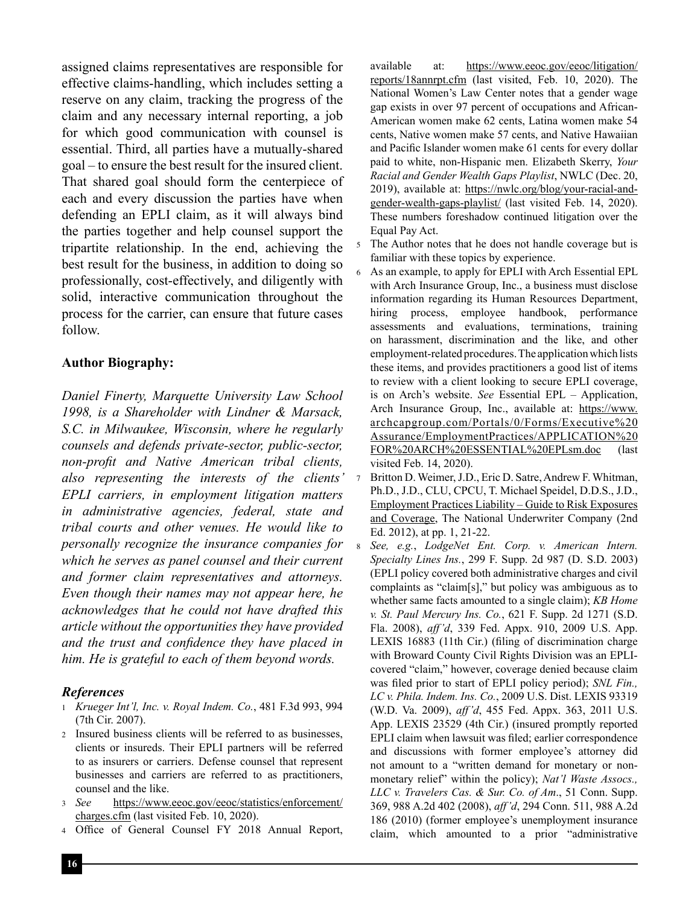assigned claims representatives are responsible for effective claims-handling, which includes setting a reserve on any claim, tracking the progress of the claim and any necessary internal reporting, a job for which good communication with counsel is essential. Third, all parties have a mutually-shared goal – to ensure the best result for the insured client. That shared goal should form the centerpiece of each and every discussion the parties have when defending an EPLI claim, as it will always bind the parties together and help counsel support the tripartite relationship. In the end, achieving the best result for the business, in addition to doing so professionally, cost-effectively, and diligently with solid, interactive communication throughout the process for the carrier, can ensure that future cases follow.

### Author Biography:

*Daniel Finerty, Marquette University Law School 1998, is a Shareholder with Lindner & Marsack, S.C. in Milwaukee, Wisconsin, where he regularly counsels and defends private-sector, public-sector, non-profit and Native American tribal clients, also representing the interests of the clients' EPLI carriers, in employment litigation matters in administrative agencies, federal, state and tribal courts and other venues. He would like to personally recognize the insurance companies for which he serves as panel counsel and their current and former claim representatives and attorneys. Even though their names may not appear here, he acknowledges that he could not have drafted this article without the opportunities they have provided and the trust and confidence they have placed in him. He is grateful to each of them beyond words.*

### *References*

1. *Krueger Int'l, Inc. v. Royal Indem. Co.*, 481 F.3d 993, 994 (7th Cir. 2007).
2. Insured business clients will be referred to as businesses, clients or insureds. Their EPLI partners will be referred to as insurers or carriers. Defense counsel that represent businesses and carriers are referred to as practitioners, counsel and the like.
3. *See* https://www.eeoc.gov/eeoc/statistics/enforcement/charges.cfm (last visited Feb. 10, 2020).
4. Office of General Counsel FY 2018 Annual Report, available at: https://www.eeoc.gov/eeoc/litigation/reports/18annrpt.cfm (last visited, Feb. 10, 2020). The National Women's Law Center notes that a gender wage gap exists in over 97 percent of occupations and African-American women make 62 cents, Latina women make 54 cents, Native women make 57 cents, and Native Hawaiian and Pacific Islander women make 61 cents for every dollar paid to white, non-Hispanic men. Elizabeth Skerry, *Your Racial and Gender Wealth Gaps Playlist*, NWLC (Dec. 20, 2019), available at: https://nwlc.org/blog/your-racial-and-gender-wealth-gaps-playlist/ (last visited Feb. 14, 2020). These numbers foreshadow continued litigation over the Equal Pay Act.
5. The Author notes that he does not handle coverage but is familiar with these topics by experience.
6. As an example, to apply for EPLI with Arch Essential EPL with Arch Insurance Group, Inc., a business must disclose information regarding its Human Resources Department, hiring process, employee handbook, performance assessments and evaluations, terminations, training on harassment, discrimination and the like, and other employment-related procedures. The application which lists these items, and provides practitioners a good list of items to review with a client looking to secure EPLI coverage, is on Arch's website. *See* Essential EPL – Application, Arch Insurance Group, Inc., available at: https://www.archcapgroup.com/Portals/0/Forms/Executive%20Assurance/EmploymentPractices/APPLICATION%20FOR%20ARCH%20ESSENTIAL%20EPLsm.doc (last visited Feb. 14, 2020).
7. Britton D. Weimer, J.D., Eric D. Satre, Andrew F. Whitman, Ph.D., J.D., CLU, CPCU, T. Michael Speidel, D.D.S., J.D., Employment Practices Liability – Guide to Risk Exposures and Coverage, The National Underwriter Company (2nd Ed. 2012), at pp. 1, 21-22.
8. *See, e.g.*, *LodgeNet Ent. Corp. v. American Intern. Specialty Lines Ins.*, 299 F. Supp. 2d 987 (D. S.D. 2003) (EPLI policy covered both administrative charges and civil complaints as "claim[s]," but policy was ambiguous as to whether same facts amounted to a single claim); *KB Home v. St. Paul Mercury Ins. Co.*, 621 F. Supp. 2d 1271 (S.D. Fla. 2008), *aff'd*, 339 Fed. Appx. 910, 2009 U.S. App. LEXIS 16883 (11th Cir.) (filing of discrimination charge with Broward County Civil Rights Division was an EPLI-covered "claim," however, coverage denied because claim was filed prior to start of EPLI policy period); *SNL Fin., LC v. Phila. Indem. Ins. Co.*, 2009 U.S. Dist. LEXIS 93319 (W.D. Va. 2009), *aff'd*, 455 Fed. Appx. 363, 2011 U.S. App. LEXIS 23529 (4th Cir.) (insured promptly reported EPLI claim when lawsuit was filed; earlier correspondence and discussions with former employee's attorney did not amount to a "written demand for monetary or non-monetary relief" within the policy); *Nat'l Waste Assocs., LLC v. Travelers Cas. & Sur. Co. of Am*., 51 Conn. Supp. 369, 988 A.2d 402 (2008), *aff'd*, 294 Conn. 511, 988 A.2d 186 (2010) (former employee's unemployment insurance claim, which amounted to a prior "administrative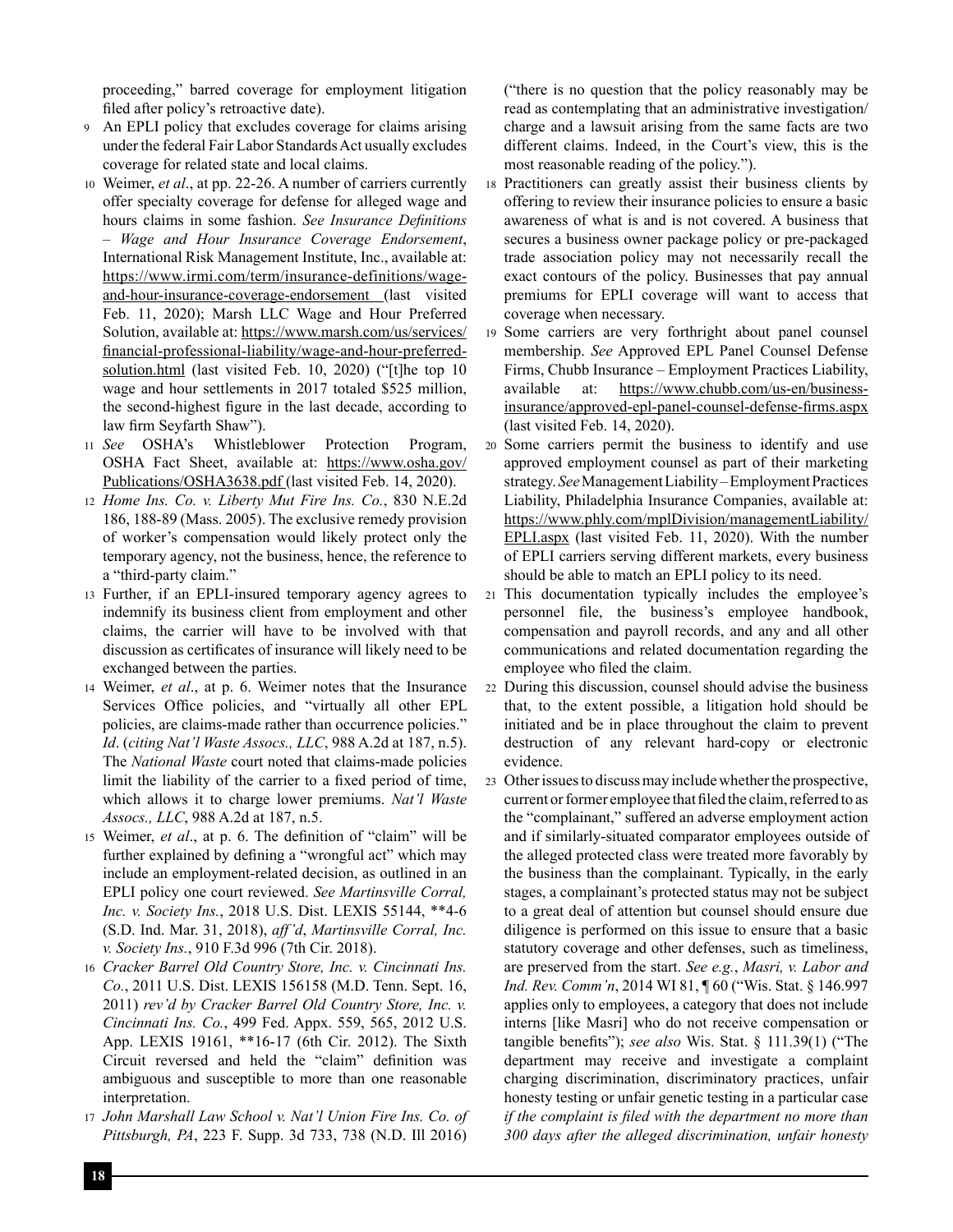proceeding," barred coverage for employment litigation filed after policy's retroactive date).

9 An EPLI policy that excludes coverage for claims arising under the federal Fair Labor Standards Act usually excludes coverage for related state and local claims.

10 Weimer, *et al*., at pp. 22-26. A number of carriers currently offer specialty coverage for defense for alleged wage and hours claims in some fashion. *See Insurance Definitions – Wage and Hour Insurance Coverage Endorsement*, International Risk Management Institute, Inc., available at: https://www.irmi.com/term/insurance-definitions/wage-and-hour-insurance-coverage-endorsement (last visited Feb. 11, 2020); Marsh LLC Wage and Hour Preferred Solution, available at: https://www.marsh.com/us/services/financial-professional-liability/wage-and-hour-preferred-solution.html (last visited Feb. 10, 2020) ("[t]he top 10 wage and hour settlements in 2017 totaled $525 million, the second-highest figure in the last decade, according to law firm Seyfarth Shaw").

11 *See* OSHA's Whistleblower Protection Program, OSHA Fact Sheet, available at: https://www.osha.gov/Publications/OSHA3638.pdf (last visited Feb. 14, 2020).

12 *Home Ins. Co. v. Liberty Mut Fire Ins. Co.*, 830 N.E.2d 186, 188-89 (Mass. 2005). The exclusive remedy provision of worker's compensation would likely protect only the temporary agency, not the business, hence, the reference to a "third-party claim."

13 Further, if an EPLI-insured temporary agency agrees to indemnify its business client from employment and other claims, the carrier will have to be involved with that discussion as certificates of insurance will likely need to be exchanged between the parties.

14 Weimer, *et al*., at p. 6. Weimer notes that the Insurance Services Office policies, and "virtually all other EPL policies, are claims-made rather than occurrence policies." *Id*. (*citing Nat'l Waste Assocs., LLC*, 988 A.2d at 187, n.5). The *National Waste* court noted that claims-made policies limit the liability of the carrier to a fixed period of time, which allows it to charge lower premiums. *Nat'l Waste Assocs., LLC*, 988 A.2d at 187, n.5.

15 Weimer, *et al*., at p. 6. The definition of "claim" will be further explained by defining a "wrongful act" which may include an employment-related decision, as outlined in an EPLI policy one court reviewed. *See Martinsville Corral, Inc. v. Society Ins.*, 2018 U.S. Dist. LEXIS 55144, **4-6 (S.D. Ind. Mar. 31, 2018), *aff'd*, *Martinsville Corral, Inc. v. Society Ins.*, 910 F.3d 996 (7th Cir. 2018).

16 *Cracker Barrel Old Country Store, Inc. v. Cincinnati Ins. Co.*, 2011 U.S. Dist. LEXIS 156158 (M.D. Tenn. Sept. 16, 2011) *rev'd by Cracker Barrel Old Country Store, Inc. v. Cincinnati Ins. Co.*, 499 Fed. Appx. 559, 565, 2012 U.S. App. LEXIS 19161, **16-17 (6th Cir. 2012). The Sixth Circuit reversed and held the "claim" definition was ambiguous and susceptible to more than one reasonable interpretation.

17 *John Marshall Law School v. Nat'l Union Fire Ins. Co. of Pittsburgh, PA*, 223 F. Supp. 3d 733, 738 (N.D. Ill 2016) ("there is no question that the policy reasonably may be read as contemplating that an administrative investigation/charge and a lawsuit arising from the same facts are two different claims. Indeed, in the Court's view, this is the most reasonable reading of the policy.").

18 Practitioners can greatly assist their business clients by offering to review their insurance policies to ensure a basic awareness of what is and is not covered. A business that secures a business owner package policy or pre-packaged trade association policy may not necessarily recall the exact contours of the policy. Businesses that pay annual premiums for EPLI coverage will want to access that coverage when necessary.

19 Some carriers are very forthright about panel counsel membership. *See* Approved EPL Panel Counsel Defense Firms, Chubb Insurance – Employment Practices Liability, available at: https://www.chubb.com/us-en/business-insurance/approved-epl-panel-counsel-defense-firms.aspx (last visited Feb. 14, 2020).

20 Some carriers permit the business to identify and use approved employment counsel as part of their marketing strategy. *See* Management Liability – Employment Practices Liability, Philadelphia Insurance Companies, available at: https://www.phly.com/mplDivision/managementLiability/EPLI.aspx (last visited Feb. 11, 2020). With the number of EPLI carriers serving different markets, every business should be able to match an EPLI policy to its need.

21 This documentation typically includes the employee's personnel file, the business's employee handbook, compensation and payroll records, and any and all other communications and related documentation regarding the employee who filed the claim.

22 During this discussion, counsel should advise the business that, to the extent possible, a litigation hold should be initiated and be in place throughout the claim to prevent destruction of any relevant hard-copy or electronic evidence.

23 Other issues to discuss may include whether the prospective, current or former employee that filed the claim, referred to as the "complainant," suffered an adverse employment action and if similarly-situated comparator employees outside of the alleged protected class were treated more favorably by the business than the complainant. Typically, in the early stages, a complainant's protected status may not be subject to a great deal of attention but counsel should ensure due diligence is performed on this issue to ensure that a basic statutory coverage and other defenses, such as timeliness, are preserved from the start. *See e.g.*, *Masri, v. Labor and Ind. Rev. Comm'n*, 2014 WI 81, ¶ 60 ("Wis. Stat. § 146.997 applies only to employees, a category that does not include interns [like Masri] who do not receive compensation or tangible benefits"); *see also* Wis. Stat. § 111.39(1) ("The department may receive and investigate a complaint charging discrimination, discriminatory practices, unfair honesty testing or unfair genetic testing in a particular case *if the complaint is filed with the department no more than 300 days after the alleged discrimination, unfair honesty*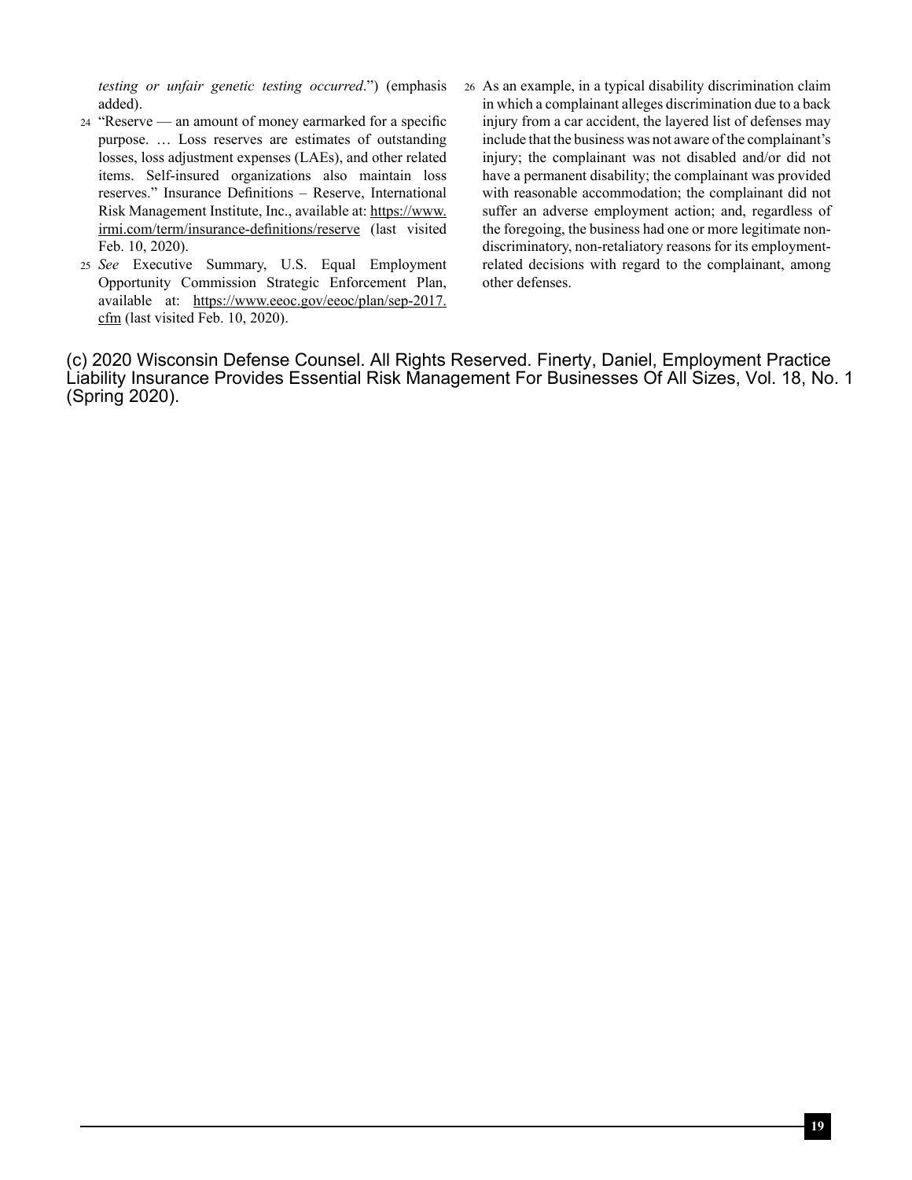*testing or unfair genetic testing occurred*.") (emphasis added).

24 "Reserve — an amount of money earmarked for a specific purpose. … Loss reserves are estimates of outstanding losses, loss adjustment expenses (LAEs), and other related items. Self-insured organizations also maintain loss reserves." Insurance Definitions – Reserve, International Risk Management Institute, Inc., available at: https://www.irmi.com/term/insurance-definitions/reserve (last visited Feb. 10, 2020).

25 *See* Executive Summary, U.S. Equal Employment Opportunity Commission Strategic Enforcement Plan, available at: https://www.eeoc.gov/eeoc/plan/sep-2017.cfm (last visited Feb. 10, 2020).

26 As an example, in a typical disability discrimination claim in which a complainant alleges discrimination due to a back injury from a car accident, the layered list of defenses may include that the business was not aware of the complainant's injury; the complainant was not disabled and/or did not have a permanent disability; the complainant was provided with reasonable accommodation; the complainant did not suffer an adverse employment action; and, regardless of the foregoing, the business had one or more legitimate non-discriminatory, non-retaliatory reasons for its employment-related decisions with regard to the complainant, among other defenses.

(c) 2020 Wisconsin Defense Counsel. All Rights Reserved. Finerty, Daniel, Employment Practice Liability Insurance Provides Essential Risk Management For Businesses Of All Sizes, Vol. 18, No. 1 (Spring 2020).